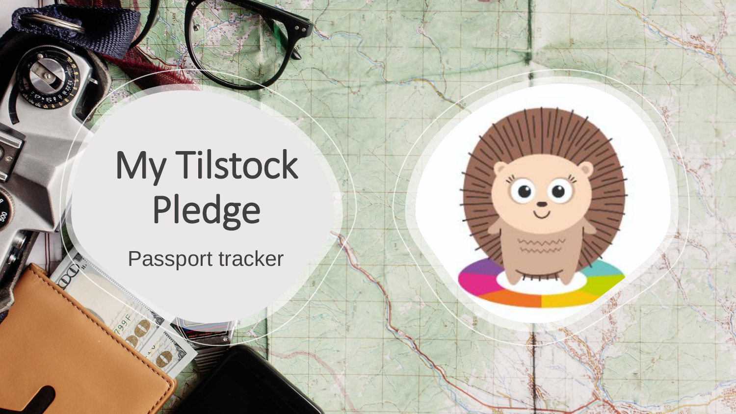# My Tilstock Pledge

Passport tracker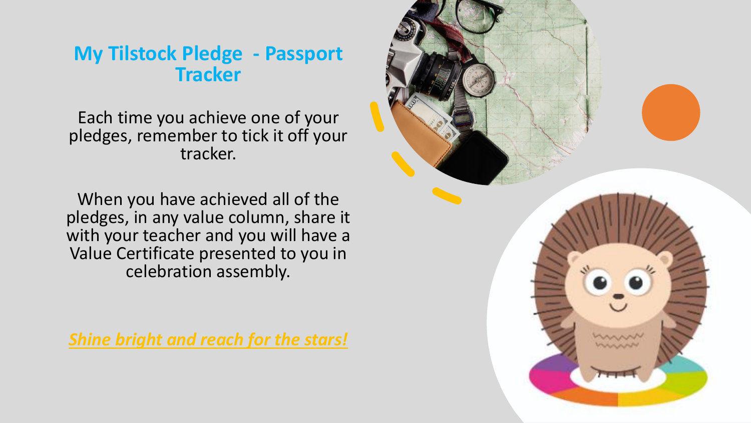## My Tilstock Pledge - Passport Tracker

Each time you achieve one of your pledges, remember to tick it off your tracker.

When you have achieved all of the pledges, in any value column, share it with your teacher and you will have a Value Certificate presented to you in celebration assembly.

***Shine bright and reach for the stars!***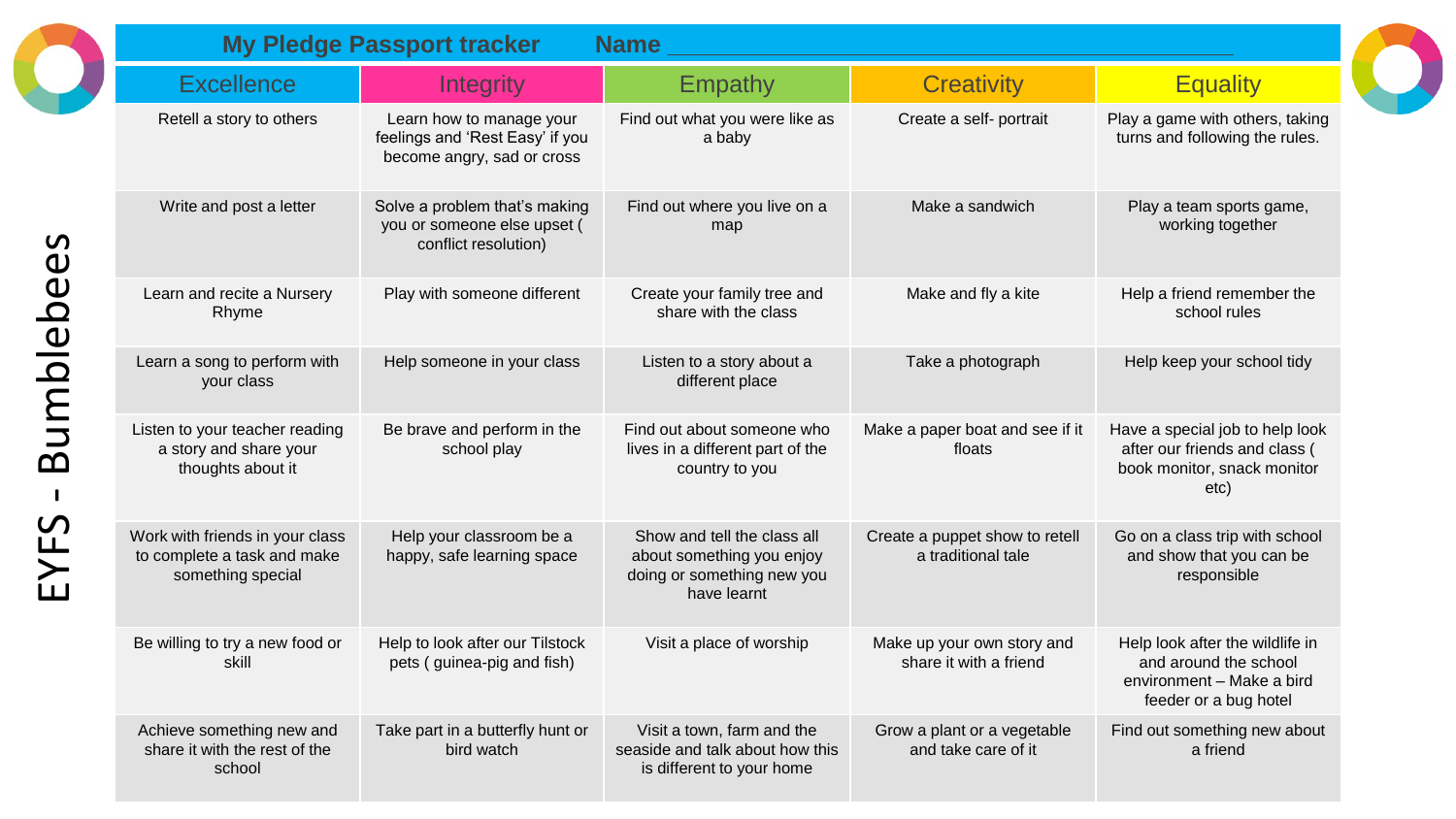# My Pledge Passport tracker

Name ____________________________________________

EYFS - Bumblebees

| Excellence | Integrity | Empathy | Creativity | Equality |
|---|---|---|---|---|
| Retell a story to others | Learn how to manage your feelings and 'Rest Easy' if you become angry, sad or cross | Find out what you were like as a baby | Create a self- portrait | Play a game with others, taking turns and following the rules. |
| Write and post a letter | Solve a problem that's making you or someone else upset ( conflict resolution) | Find out where you live on a map | Make a sandwich | Play a team sports game, working together |
| Learn and recite a Nursery Rhyme | Play with someone different | Create your family tree and share with the class | Make and fly a kite | Help a friend remember the school rules |
| Learn a song to perform with your class | Help someone in your class | Listen to a story about a different place | Take a photograph | Help keep your school tidy |
| Listen to your teacher reading a story and share your thoughts about it | Be brave and perform in the school play | Find out about someone who lives in a different part of the country to you | Make a paper boat and see if it floats | Have a special job to help look after our friends and class ( book monitor, snack monitor etc) |
| Work with friends in your class to complete a task and make something special | Help your classroom be a happy, safe learning space | Show and tell the class all about something you enjoy doing or something new you have learnt | Create a puppet show to retell a traditional tale | Go on a class trip with school and show that you can be responsible |
| Be willing to try a new food or skill | Help to look after our Tilstock pets ( guinea-pig and fish) | Visit a place of worship | Make up your own story and share it with a friend | Help look after the wildlife in and around the school environment – Make a bird feeder or a bug hotel |
| Achieve something new and share it with the rest of the school | Take part in a butterfly hunt or bird watch | Visit a town, farm and the seaside and talk about how this is different to your home | Grow a plant or a vegetable and take care of it | Find out something new about a friend |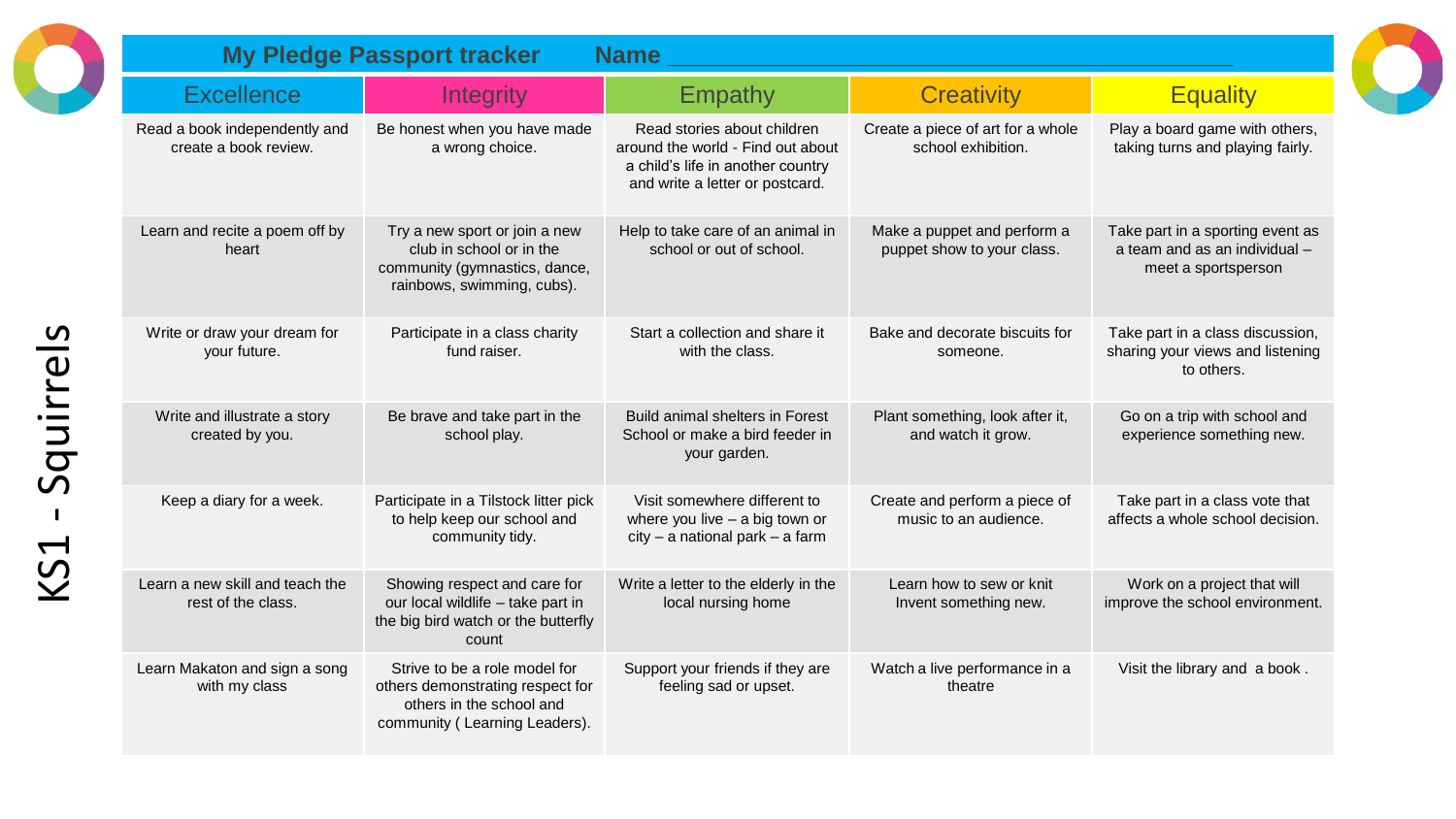# My Pledge Passport tracker Name ____________________

KS1 - Squirrels

| Excellence | Integrity | Empathy | Creativity | Equality |
|---|---|---|---|---|
| Read a book independently and create a book review. | Be honest when you have made a wrong choice. | Read stories about children around the world - Find out about a child's life in another country and write a letter or postcard. | Create a piece of art for a whole school exhibition. | Play a board game with others, taking turns and playing fairly. |
| Learn and recite a poem off by heart | Try a new sport or join a new club in school or in the community (gymnastics, dance, rainbows, swimming, cubs). | Help to take care of an animal in school or out of school. | Make a puppet and perform a puppet show to your class. | Take part in a sporting event as a team and as an individual – meet a sportsperson |
| Write or draw your dream for your future. | Participate in a class charity fund raiser. | Start a collection and share it with the class. | Bake and decorate biscuits for someone. | Take part in a class discussion, sharing your views and listening to others. |
| Write and illustrate a story created by you. | Be brave and take part in the school play. | Build animal shelters in Forest School or make a bird feeder in your garden. | Plant something, look after it, and watch it grow. | Go on a trip with school and experience something new. |
| Keep a diary for a week. | Participate in a Tilstock litter pick to help keep our school and community tidy. | Visit somewhere different to where you live – a big town or city – a national park – a farm | Create and perform a piece of music to an audience. | Take part in a class vote that affects a whole school decision. |
| Learn a new skill and teach the rest of the class. | Showing respect and care for our local wildlife – take part in the big bird watch or the butterfly count | Write a letter to the elderly in the local nursing home | Learn how to sew or knit Invent something new. | Work on a project that will improve the school environment. |
| Learn Makaton and sign a song with my class | Strive to be a role model for others demonstrating respect for others in the school and community ( Learning Leaders). | Support your friends if they are feeling sad or upset. | Watch a live performance in a theatre | Visit the library and a book . |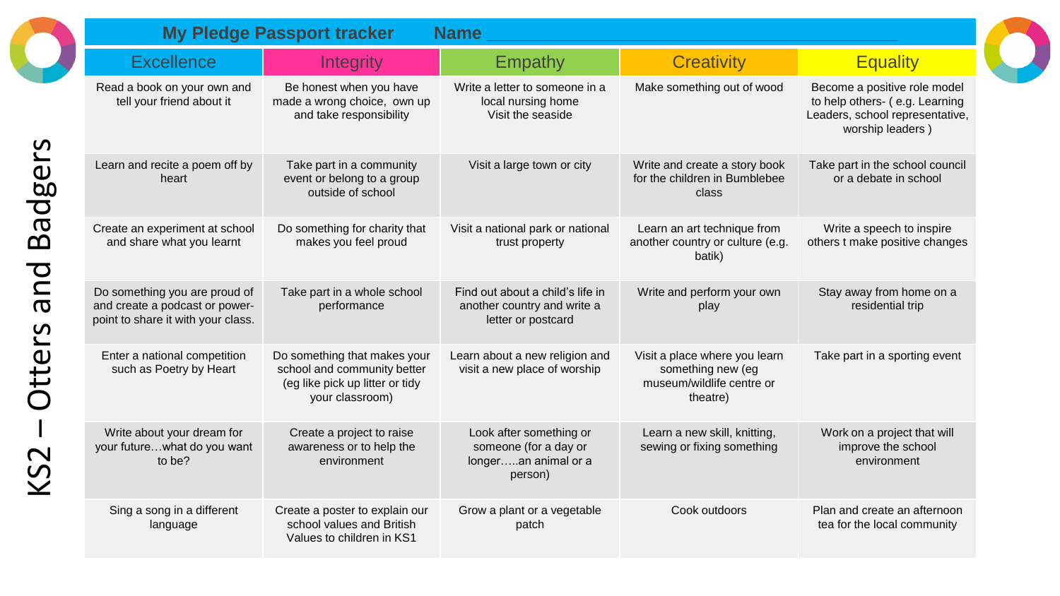# My Pledge Passport tracker

Name ______________________________

## KS2 – Otters and Badgers

| Excellence | Integrity | Empathy | Creativity | Equality |
|---|---|---|---|---|
| Read a book on your own and tell your friend about it | Be honest when you have made a wrong choice, own up and take responsibility | Write a letter to someone in a local nursing home<br>Visit the seaside | Make something out of wood | Become a positive role model to help others- ( e.g. Learning Leaders, school representative, worship leaders ) |
| Learn and recite a poem off by heart | Take part in a community event or belong to a group outside of school | Visit a large town or city | Write and create a story book for the children in Bumblebee class | Take part in the school council or a debate in school |
| Create an experiment at school and share what you learnt | Do something for charity that makes you feel proud | Visit a national park or national trust property | Learn an art technique from another country or culture (e.g. batik) | Write a speech to inspire others t make positive changes |
| Do something you are proud of and create a podcast or power-point to share it with your class. | Take part in a whole school performance | Find out about a child's life in another country and write a letter or postcard | Write and perform your own play | Stay away from home on a residential trip |
| Enter a national competition such as Poetry by Heart | Do something that makes your school and community better (eg like pick up litter or tidy your classroom) | Learn about a new religion and visit a new place of worship | Visit a place where you learn something new (eg museum/wildlife centre or theatre) | Take part in a sporting event |
| Write about your dream for your future…what do you want to be? | Create a project to raise awareness or to help the environment | Look after something or someone (for a day or longer…..an animal or a person) | Learn a new skill, knitting, sewing or fixing something | Work on a project that will improve the school environment |
| Sing a song in a different language | Create a poster to explain our school values and British Values to children in KS1 | Grow a plant or a vegetable patch | Cook outdoors | Plan and create an afternoon tea for the local community |